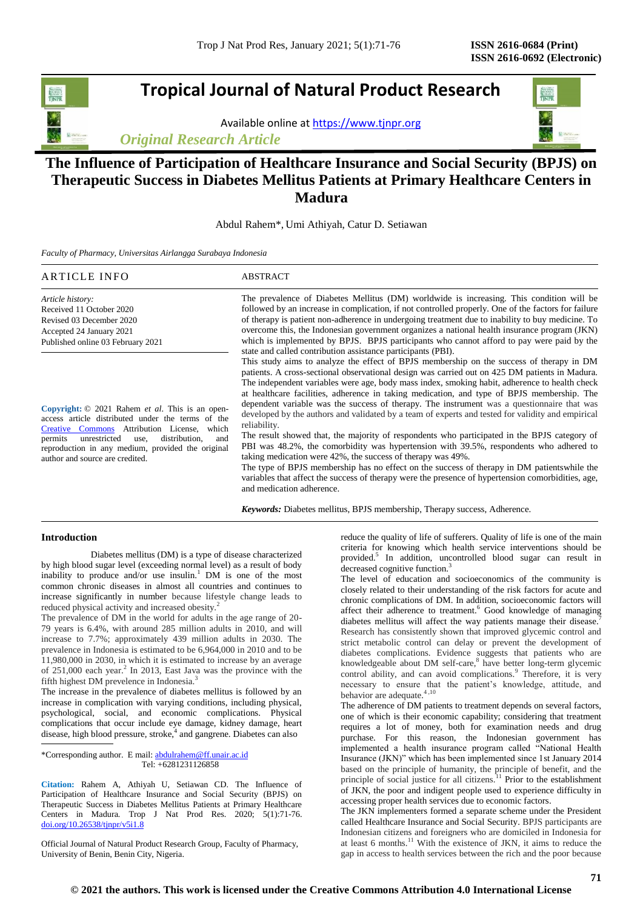Tropical Journal of Natural Product Research

Available online at https://www.tjnpr.org

*Original Research Article*

# The Influence of Participation of Healthcare Insurance and Social Security (BPJS) on Therapeutic Success in Diabetes Mellitus Patients at Primary Healthcare Centers in Madura

Abdul Rahem*, Umi Athiyah, Catur D. Setiawan

*Faculty of Pharmacy, Universitas Airlangga Surabaya Indonesia*

## ARTICLE INFO

*Article history:*
Received 11 October 2020
Revised 03 December 2020
Accepted 24 January 2021
Published online 03 February 2021

**Copyright:** © 2021 Rahem *et al*. This is an open-access article distributed under the terms of the Creative Commons Attribution License, which permits unrestricted use, distribution, and reproduction in any medium, provided the original author and source are credited.

## ABSTRACT

The prevalence of Diabetes Mellitus (DM) worldwide is increasing. This condition will be followed by an increase in complication, if not controlled properly. One of the factors for failure of therapy is patient non-adherence in undergoing treatment due to inability to buy medicine. To overcome this, the Indonesian government organizes a national health insurance program (JKN) which is implemented by BPJS. BPJS participants who cannot afford to pay were paid by the state and called contribution assistance participants (PBI).

This study aims to analyze the effect of BPJS membership on the success of therapy in DM patients. A cross-sectional observational design was carried out on 425 DM patients in Madura. The independent variables were age, body mass index, smoking habit, adherence to health check at healthcare facilities, adherence in taking medication, and type of BPJS membership. The dependent variable was the success of therapy. The instrument was a questionnaire that was developed by the authors and validated by a team of experts and tested for validity and empirical reliability.

The result showed that, the majority of respondents who participated in the BPJS category of PBI was 48.2%, the comorbidity was hypertension with 39.5%, respondents who adhered to taking medication were 42%, the success of therapy was 49%.

The type of BPJS membership has no effect on the success of therapy in DM patientswhile the variables that affect the success of therapy were the presence of hypertension comorbidities, age, and medication adherence.

***Keywords:*** Diabetes mellitus, BPJS membership, Therapy success, Adherence.

## Introduction

Diabetes mellitus (DM) is a type of disease characterized by high blood sugar level (exceeding normal level) as a result of body inability to produce and/or use insulin.[1] DM is one of the most common chronic diseases in almost all countries and continues to increase significantly in number because lifestyle change leads to reduced physical activity and increased obesity.[2]

The prevalence of DM in the world for adults in the age range of 20-79 years is 6.4%, with around 285 million adults in 2010, and will increase to 7.7%; approximately 439 million adults in 2030. The prevalence in Indonesia is estimated to be 6,964,000 in 2010 and to be 11,980,000 in 2030, in which it is estimated to increase by an average of 251,000 each year.[2] In 2013, East Java was the province with the fifth highest DM prevelence in Indonesia.[3]

The increase in the prevalence of diabetes mellitus is followed by an increase in complication with varying conditions, including physical, psychological, social, and economic complications. Physical complications that occur include eye damage, kidney damage, heart disease, high blood pressure, stroke,[4] and gangrene. Diabetes can also reduce the quality of life of sufferers. Quality of life is one of the main criteria for knowing which health service interventions should be provided.[5] In addition, uncontrolled blood sugar can result in decreased cognitive function.[3]

The level of education and socioeconomics of the community is closely related to their understanding of the risk factors for acute and chronic complications of DM. In addition, socioeconomic factors will affect their adherence to treatment.[6] Good knowledge of managing diabetes mellitus will affect the way patients manage their disease.[7] Research has consistently shown that improved glycemic control and strict metabolic control can delay or prevent the development of diabetes complications. Evidence suggests that patients who are knowledgeable about DM self-care,[8] have better long-term glycemic control ability, and can avoid complications.[9] Therefore, it is very necessary to ensure that the patient's knowledge, attitude, and behavior are adequate.[4,10]

The adherence of DM patients to treatment depends on several factors, one of which is their economic capability; considering that treatment requires a lot of money, both for examination needs and drug purchase. For this reason, the Indonesian government has implemented a health insurance program called "National Health Insurance (JKN)" which has been implemented since 1st January 2014 based on the principle of humanity, the principle of benefit, and the principle of social justice for all citizens.[11] Prior to the establishment of JKN, the poor and indigent people used to experience difficulty in accessing proper health services due to economic factors.

The JKN implementers formed a separate scheme under the President called Healthcare Insurance and Social Security. BPJS participants are Indonesian citizens and foreigners who are domiciled in Indonesia for at least 6 months.[11] With the existence of JKN, it aims to reduce the gap in access to health services between the rich and the poor because

---

*Corresponding author. E mail: abdulrahem@ff.unair.ac.id
Tel: +6281231126858

**Citation:** Rahem A, Athiyah U, Setiawan CD. The Influence of Participation of Healthcare Insurance and Social Security (BPJS) on Therapeutic Success in Diabetes Mellitus Patients at Primary Healthcare Centers in Madura. Trop J Nat Prod Res. 2020; 5(1):71-76. doi.org/10.26538/tjnpr/v5i1.8

Official Journal of Natural Product Research Group, Faculty of Pharmacy, University of Benin, Benin City, Nigeria.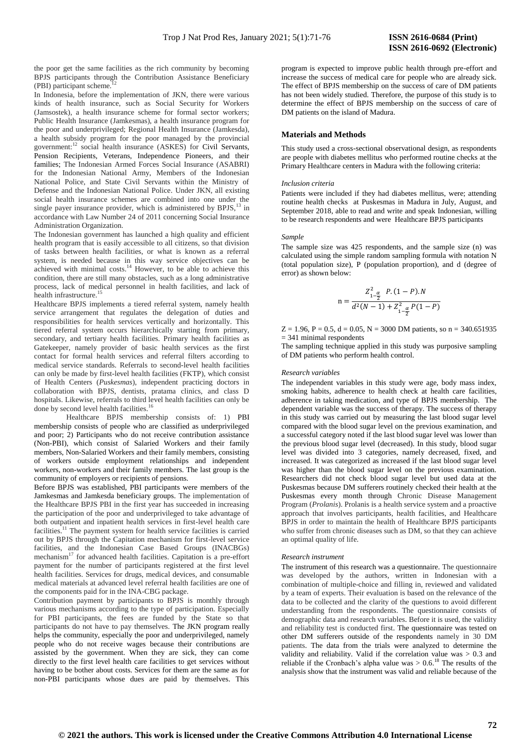the poor get the same facilities as the rich community by becoming BPJS participants through the Contribution Assistance Beneficiary (PBI) participant scheme.[12]

In Indonesia, before the implementation of JKN, there were various kinds of health insurance, such as Social Security for Workers (Jamsostek), a health insurance scheme for formal sector workers; Public Health Insurance (Jamkesmas), a health insurance program for the poor and underprivileged; Regional Health Insurance (Jamkesda), a health subsidy program for the poor managed by the provincial government:[12] social health insurance (ASKES) for Civil Servants, Pension Recipients, Veterans, Independence Pioneers, and their families; The Indonesian Armed Forces Social Insurance (ASABRI) for the Indonesian National Army, Members of the Indonesian National Police, and State Civil Servants within the Ministry of Defense and the Indonesian National Police. Under JKN, all existing social health insurance schemes are combined into one under the single payer insurance provider, which is administered by BPJS,[13] in accordance with Law Number 24 of 2011 concerning Social Insurance Administration Organization.

The Indonesian government has launched a high quality and efficient health program that is easily accessible to all citizens, so that division of tasks between health facilities, or what is known as a referral system, is needed because in this way service objectives can be achieved with minimal costs.[14] However, to be able to achieve this condition, there are still many obstacles, such as a long administrative process, lack of medical personnel in health facilities, and lack of health infrastructure.[15]

Healthcare BPJS implements a tiered referral system, namely health service arrangement that regulates the delegation of duties and responsibilities for health services vertically and horizontally. This tiered referral system occurs hierarchically starting from primary, secondary, and tertiary health facilities. Primary health facilities as Gatekeeper, namely provider of basic health services as the first contact for formal health services and referral filters according to medical service standards. Referrals to second-level health facilities can only be made by first-level health facilities (FKTP), which consist of Health Centers (*Puskesmas*), independent practicing doctors in collaboration with BPJS, dentists, pratama clinics, and class D hospitals. Likewise, referrals to third level health facilities can only be done by second level health facilities.[16]

Healthcare BPJS membership consists of: 1) PBI membership consists of people who are classified as underprivileged and poor; 2) Participants who do not receive contribution assistance (Non-PBI), which consist of Salaried Workers and their family members, Non-Salaried Workers and their family members, consisting of workers outside employment relationships and independent workers, non-workers and their family members. The last group is the community of employers or recipients of pensions.

Before BPJS was established, PBI participants were members of the Jamkesmas and Jamkesda beneficiary groups. The implementation of the Healthcare BPJS PBI in the first year has succeeded in increasing the participation of the poor and underprivileged to take advantage of both outpatient and inpatient health services in first-level health care facilities.[11] The payment system for health service facilities is carried out by BPJS through the Capitation mechanism for first-level service facilities, and the Indonesian Case Based Groups (INACBGs) mechanism[17] for advanced health facilities. Capitation is a pre-effort payment for the number of participants registered at the first level health facilities. Services for drugs, medical devices, and consumable medical materials at advanced level referral health facilities are one of the components paid for in the INA-CBG package.

Contribution payment by participants to BPJS is monthly through various mechanisms according to the type of participation. Especially for PBI participants, the fees are funded by the State so that participants do not have to pay themselves. The JKN program really helps the community, especially the poor and underprivileged, namely people who do not receive wages because their contributions are assisted by the government. When they are sick, they can come directly to the first level health care facilities to get services without having to be bother about costs. Services for them are the same as for non-PBI participants whose dues are paid by themselves. This program is expected to improve public health through pre-effort and increase the success of medical care for people who are already sick. The effect of BPJS membership on the success of care of DM patients has not been widely studied. Therefore, the purpose of this study is to determine the effect of BPJS membership on the success of care of DM patients on the island of Madura.

## Materials and Methods

This study used a cross-sectional observational design, as respondents are people with diabetes mellitus who performed routine checks at the Primary Healthcare centers in Madura with the following criteria:

### *Inclusion criteria*

Patients were included if they had diabetes mellitus, were; attending routine health checks at Puskesmas in Madura in July, August, and September 2018, able to read and write and speak Indonesian, willing to be research respondents and were Healthcare BPJS participants

### *Sample*

The sample size was 425 respondents, and the sample size (n) was calculated using the simple random sampling formula with notation N (total population size), P (population proportion), and d (degree of error) as shown below:

$$n = \frac{Z^2_{1-\frac{\alpha}{2}} \ P.(1-P).N}{d^2(N-1) + Z^2_{1-\frac{\alpha}{2}} P(1-P)}$$

$Z = 1.96$, $P = 0.5$, $d = 0.05$, $N = 3000$ DM patients, so $n = 340.651935$ $= 341$ minimal respondents

The sampling technique applied in this study was purposive sampling of DM patients who perform health control.

### *Research variables*

The independent variables in this study were age, body mass index, smoking habits, adherence to health check at health care facilities, adherence in taking medication, and type of BPJS membership. The dependent variable was the success of therapy. The success of therapy in this study was carried out by measuring the last blood sugar level compared with the blood sugar level on the previous examination, and a successful category noted if the last blood sugar level was lower than the previous blood sugar level (decreased). In this study, blood sugar level was divided into 3 categories, namely decreased, fixed, and increased. It was categorized as increased if the last blood sugar level was higher than the blood sugar level on the previous examination. Researchers did not check blood sugar level but used data at the Puskesmas because DM sufferers routinely checked their health at the Puskesmas every month through Chronic Disease Management Program (*Prolanis*). Prolanis is a health service system and a proactive approach that involves participants, health facilities, and Healthcare BPJS in order to maintain the health of Healthcare BPJS participants who suffer from chronic diseases such as DM, so that they can achieve an optimal quality of life.

### *Research instrument*

The instrument of this research was a questionnaire. The questionnaire was developed by the authors, written in Indonesian with a combination of multiple-choice and filling in, reviewed and validated by a team of experts. Their evaluation is based on the relevance of the data to be collected and the clarity of the questions to avoid different understanding from the respondents. The questionnaire consists of demographic data and research variables. Before it is used, the validity and reliability test is conducted first. The questionnaire was tested on other DM sufferers outside of the respondents namely in 30 DM patients. The data from the trials were analyzed to determine the validity and reliability. Valid if the correlation value was $> 0.3$ and reliable if the Cronbach's alpha value was $> 0.6$.[18] The results of the analysis show that the instrument was valid and reliable because of the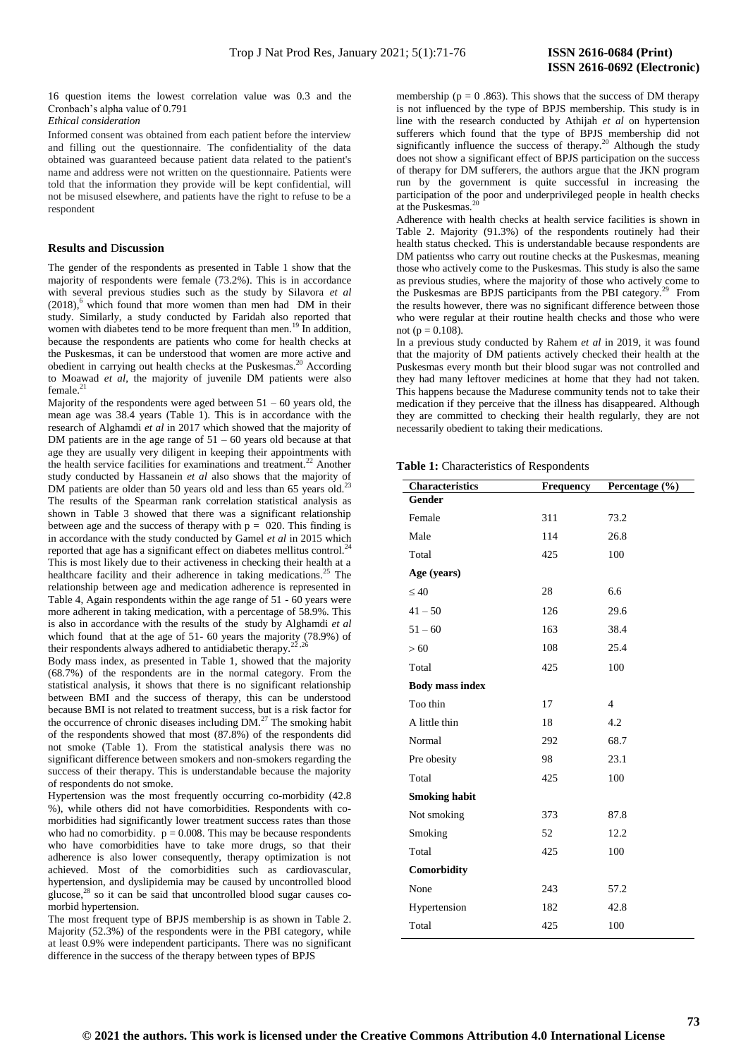16 question items the lowest correlation value was 0.3 and the Cronbach's alpha value of 0.791

*Ethical consideration*

Informed consent was obtained from each patient before the interview and filling out the questionnaire. The confidentiality of the data obtained was guaranteed because patient data related to the patient's name and address were not written on the questionnaire. Patients were told that the information they provide will be kept confidential, will not be misused elsewhere, and patients have the right to refuse to be a respondent

## Results and Discussion

The gender of the respondents as presented in Table 1 show that the majority of respondents were female (73.2%). This is in accordance with several previous studies such as the study by Silavora *et al* (2018),[6] which found that more women than men had DM in their study. Similarly, a study conducted by Faridah also reported that women with diabetes tend to be more frequent than men.[19] In addition, because the respondents are patients who come for health checks at the Puskesmas, it can be understood that women are more active and obedient in carrying out health checks at the Puskesmas.[20] According to Moawad *et al*, the majority of juvenile DM patients were also female.[21]

Majority of the respondents were aged between 51 – 60 years old, the mean age was 38.4 years (Table 1). This is in accordance with the research of Alghamdi *et al* in 2017 which showed that the majority of DM patients are in the age range of 51 – 60 years old because at that age they are usually very diligent in keeping their appointments with the health service facilities for examinations and treatment.[22] Another study conducted by Hassanein *et al* also shows that the majority of DM patients are older than 50 years old and less than 65 years old.[23]

The results of the Spearman rank correlation statistical analysis as shown in Table 3 showed that there was a significant relationship between age and the success of therapy with p = 020. This finding is in accordance with the study conducted by Gamel *et al* in 2015 which reported that age has a significant effect on diabetes mellitus control.[24] This is most likely due to their activeness in checking their health at a healthcare facility and their adherence in taking medications.[25] The relationship between age and medication adherence is represented in Table 4, Again respondents within the age range of 51 - 60 years were more adherent in taking medication, with a percentage of 58.9%. This is also in accordance with the results of the study by Alghamdi *et al* which found that at the age of 51- 60 years the majority (78.9%) of their respondents always adhered to antidiabetic therapy.[22,26]

Body mass index, as presented in Table 1, showed that the majority (68.7%) of the respondents are in the normal category. From the statistical analysis, it shows that there is no significant relationship between BMI and the success of therapy, this can be understood because BMI is not related to treatment success, but is a risk factor for the occurrence of chronic diseases including DM.[27] The smoking habit of the respondents showed that most (87.8%) of the respondents did not smoke (Table 1). From the statistical analysis there was no significant difference between smokers and non-smokers regarding the success of their therapy. This is understandable because the majority of respondents do not smoke.

Hypertension was the most frequently occurring co-morbidity (42.8 %), while others did not have comorbidities. Respondents with co-morbidities had significantly lower treatment success rates than those who had no comorbidity. p = 0.008. This may be because respondents who have comorbidities have to take more drugs, so that their adherence is also lower consequently, therapy optimization is not achieved. Most of the comorbidities such as cardiovascular, hypertension, and dyslipidemia may be caused by uncontrolled blood glucose,[28] so it can be said that uncontrolled blood sugar causes co-morbid hypertension.

The most frequent type of BPJS membership is as shown in Table 2. Majority (52.3%) of the respondents were in the PBI category, while at least 0.9% were independent participants. There was no significant difference in the success of the therapy between types of BPJS membership (p = 0 .863). This shows that the success of DM therapy is not influenced by the type of BPJS membership. This study is in line with the research conducted by Athijah *et al* on hypertension sufferers which found that the type of BPJS membership did not significantly influence the success of therapy.[20] Although the study does not show a significant effect of BPJS participation on the success of therapy for DM sufferers, the authors argue that the JKN program run by the government is quite successful in increasing the participation of the poor and underprivileged people in health checks at the Puskesmas.[20]

Adherence with health checks at health service facilities is shown in Table 2. Majority (91.3%) of the respondents routinely had their health status checked. This is understandable because respondents are DM patientss who carry out routine checks at the Puskesmas, meaning those who actively come to the Puskesmas. This study is also the same as previous studies, where the majority of those who actively come to the Puskesmas are BPJS participants from the PBI category.[29] From the results however, there was no significant difference between those who were regular at their routine health checks and those who were not (p = 0.108).

In a previous study conducted by Rahem *et al* in 2019, it was found that the majority of DM patients actively checked their health at the Puskesmas every month but their blood sugar was not controlled and they had many leftover medicines at home that they had not taken. This happens because the Madurese community tends not to take their medication if they perceive that the illness has disappeared. Although they are committed to checking their health regularly, they are not necessarily obedient to taking their medications.

**Table 1:** Characteristics of Respondents

| Characteristics | Frequency | Percentage (%) |
|---|---|---|
| **Gender** | | |
| Female | 311 | 73.2 |
| Male | 114 | 26.8 |
| Total | 425 | 100 |
| **Age (years)** | | |
| ≤ 40 | 28 | 6.6 |
| 41 – 50 | 126 | 29.6 |
| 51 – 60 | 163 | 38.4 |
| > 60 | 108 | 25.4 |
| Total | 425 | 100 |
| **Body mass index** | | |
| Too thin | 17 | 4 |
| A little thin | 18 | 4.2 |
| Normal | 292 | 68.7 |
| Pre obesity | 98 | 23.1 |
| Total | 425 | 100 |
| **Smoking habit** | | |
| Not smoking | 373 | 87.8 |
| Smoking | 52 | 12.2 |
| Total | 425 | 100 |
| **Comorbidity** | | |
| None | 243 | 57.2 |
| Hypertension | 182 | 42.8 |
| Total | 425 | 100 |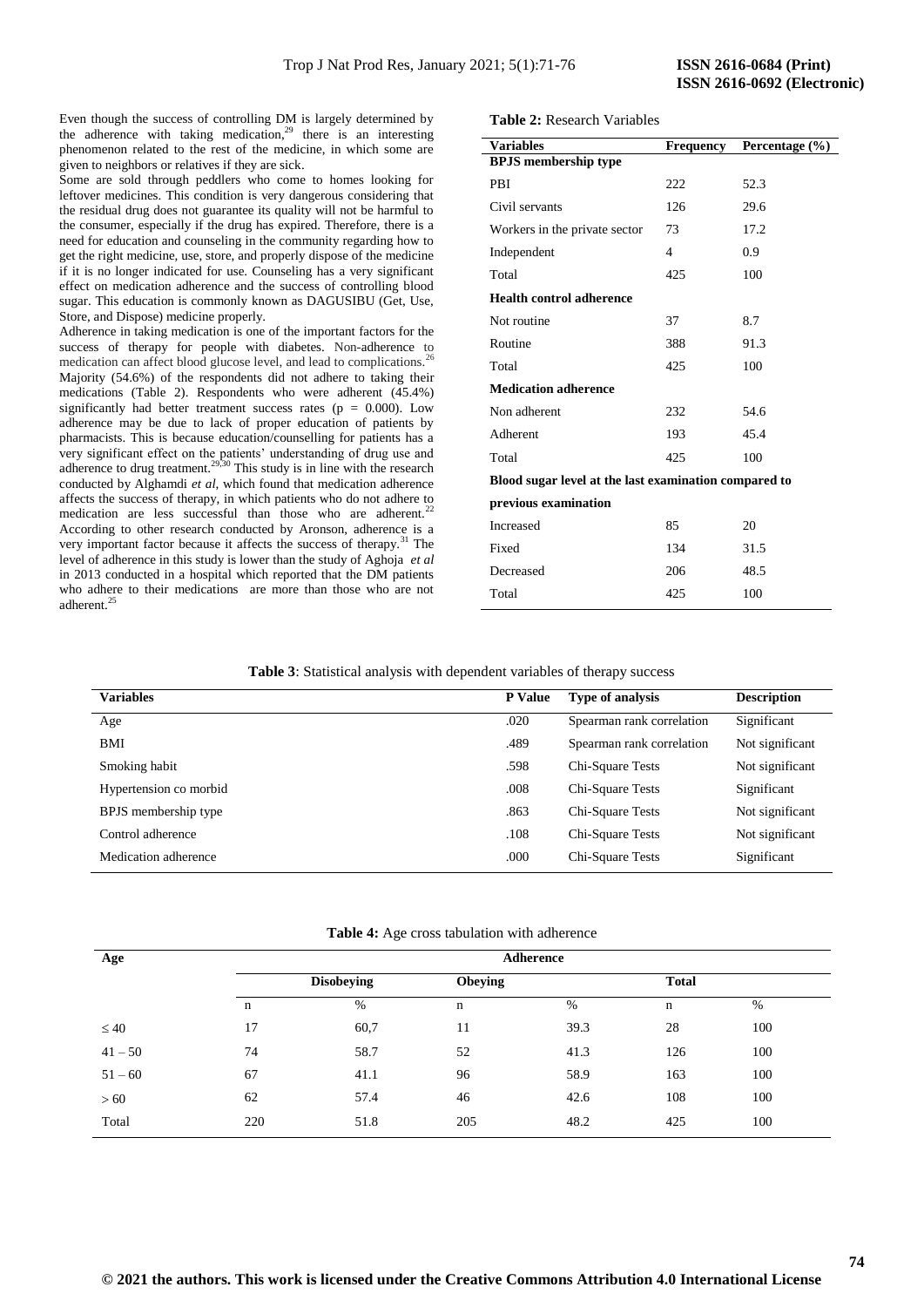Even though the success of controlling DM is largely determined by the adherence with taking medication,[29] there is an interesting phenomenon related to the rest of the medicine, in which some are given to neighbors or relatives if they are sick.

Some are sold through peddlers who come to homes looking for leftover medicines. This condition is very dangerous considering that the residual drug does not guarantee its quality will not be harmful to the consumer, especially if the drug has expired. Therefore, there is a need for education and counseling in the community regarding how to get the right medicine, use, store, and properly dispose of the medicine if it is no longer indicated for use. Counseling has a very significant effect on medication adherence and the success of controlling blood sugar. This education is commonly known as DAGUSIBU (Get, Use, Store, and Dispose) medicine properly.

Adherence in taking medication is one of the important factors for the success of therapy for people with diabetes. Non-adherence to medication can affect blood glucose level, and lead to complications.[26] Majority (54.6%) of the respondents did not adhere to taking their medications (Table 2). Respondents who were adherent (45.4%) significantly had better treatment success rates (p = 0.000). Low adherence may be due to lack of proper education of patients by pharmacists. This is because education/counselling for patients has a very significant effect on the patients' understanding of drug use and adherence to drug treatment.[29,30] This study is in line with the research conducted by Alghamdi *et al*, which found that medication adherence affects the success of therapy, in which patients who do not adhere to medication are less successful than those who are adherent.[22] According to other research conducted by Aronson, adherence is a very important factor because it affects the success of therapy.[31] The level of adherence in this study is lower than the study of Aghoja *et al* in 2013 conducted in a hospital which reported that the DM patients who adhere to their medications are more than those who are not adherent.[25]

**Table 2:** Research Variables

| Variables | Frequency | Percentage (%) |
|---|---|---|
| **BPJS membership type** | | |
| PBI | 222 | 52.3 |
| Civil servants | 126 | 29.6 |
| Workers in the private sector | 73 | 17.2 |
| Independent | 4 | 0.9 |
| Total | 425 | 100 |
| **Health control adherence** | | |
| Not routine | 37 | 8.7 |
| Routine | 388 | 91.3 |
| Total | 425 | 100 |
| **Medication adherence** | | |
| Non adherent | 232 | 54.6 |
| Adherent | 193 | 45.4 |
| Total | 425 | 100 |
| **Blood sugar level at the last examination compared to previous examination** | | |
| Increased | 85 | 20 |
| Fixed | 134 | 31.5 |
| Decreased | 206 | 48.5 |
| Total | 425 | 100 |

**Table 3**: Statistical analysis with dependent variables of therapy success

| Variables | P Value | Type of analysis | Description |
|---|---|---|---|
| Age | .020 | Spearman rank correlation | Significant |
| BMI | .489 | Spearman rank correlation | Not significant |
| Smoking habit | .598 | Chi-Square Tests | Not significant |
| Hypertension co morbid | .008 | Chi-Square Tests | Significant |
| BPJS membership type | .863 | Chi-Square Tests | Not significant |
| Control adherence | .108 | Chi-Square Tests | Not significant |
| Medication adherence | .000 | Chi-Square Tests | Significant |

**Table 4:** Age cross tabulation with adherence

| Age | Adherence | | | | | |
|---|---|---|---|---|---|---|
| | Disobeying | | Obeying | | Total | |
| | n | % | n | % | n | % |
| ≤ 40 | 17 | 60,7 | 11 | 39.3 | 28 | 100 |
| 41 – 50 | 74 | 58.7 | 52 | 41.3 | 126 | 100 |
| 51 – 60 | 67 | 41.1 | 96 | 58.9 | 163 | 100 |
| > 60 | 62 | 57.4 | 46 | 42.6 | 108 | 100 |
| Total | 220 | 51.8 | 205 | 48.2 | 425 | 100 |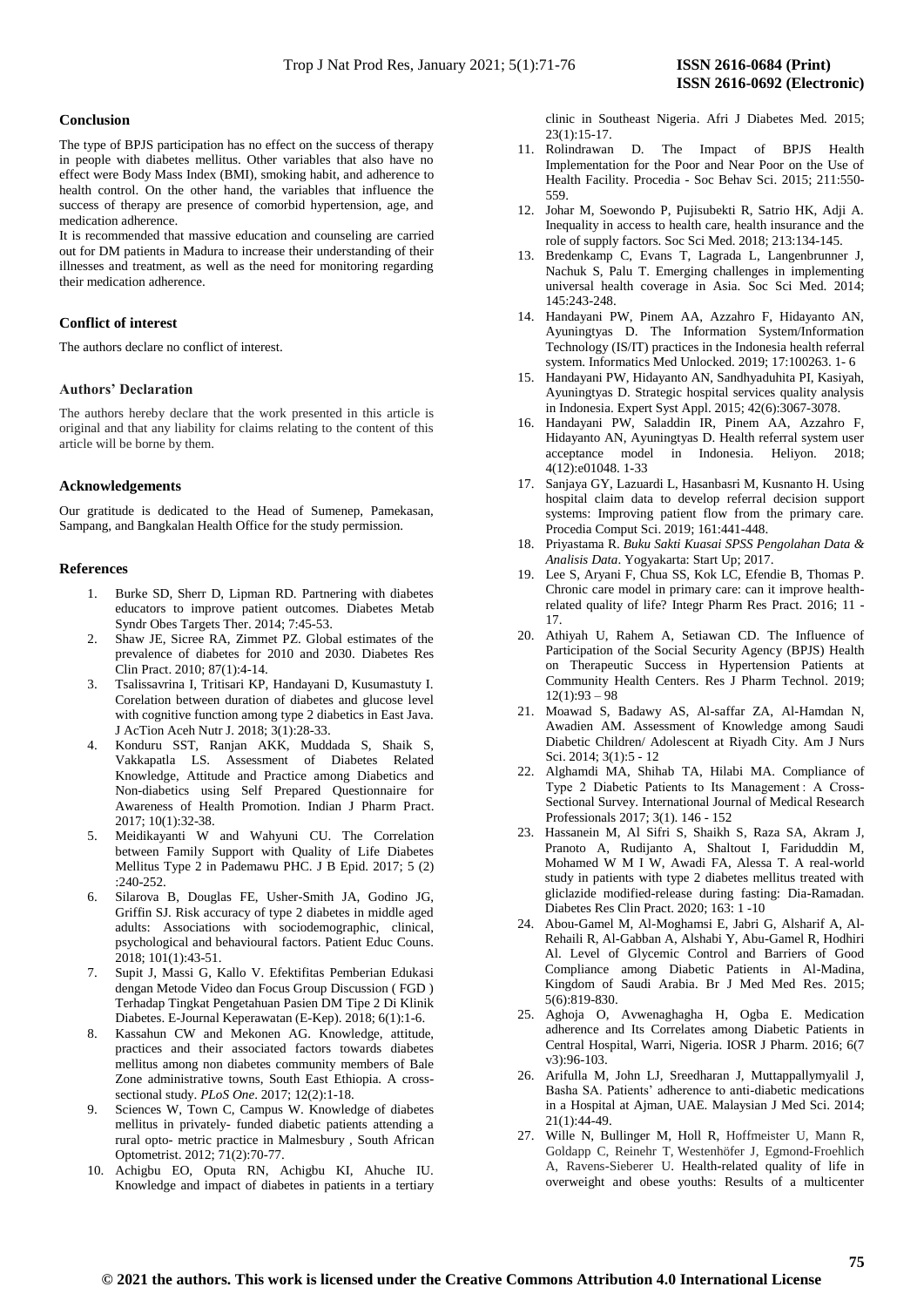## Conclusion

The type of BPJS participation has no effect on the success of therapy in people with diabetes mellitus. Other variables that also have no effect were Body Mass Index (BMI), smoking habit, and adherence to health control. On the other hand, the variables that influence the success of therapy are presence of comorbid hypertension, age, and medication adherence.

It is recommended that massive education and counseling are carried out for DM patients in Madura to increase their understanding of their illnesses and treatment, as well as the need for monitoring regarding their medication adherence.

## Conflict of interest

The authors declare no conflict of interest.

## Authors' Declaration

The authors hereby declare that the work presented in this article is original and that any liability for claims relating to the content of this article will be borne by them.

## Acknowledgements

Our gratitude is dedicated to the Head of Sumenep, Pamekasan, Sampang, and Bangkalan Health Office for the study permission.

## References

1. Burke SD, Sherr D, Lipman RD. Partnering with diabetes educators to improve patient outcomes. Diabetes Metab Syndr Obes Targets Ther. 2014; 7:45-53.
2. Shaw JE, Sicree RA, Zimmet PZ. Global estimates of the prevalence of diabetes for 2010 and 2030. Diabetes Res Clin Pract. 2010; 87(1):4-14.
3. Tsalissavrina I, Tritisari KP, Handayani D, Kusumastuty I. Corelation between duration of diabetes and glucose level with cognitive function among type 2 diabetics in East Java. J AcTion Aceh Nutr J. 2018; 3(1):28-33.
4. Konduru SST, Ranjan AKK, Muddada S, Shaik S, Vakkapatla LS. Assessment of Diabetes Related Knowledge, Attitude and Practice among Diabetics and Non-diabetics using Self Prepared Questionnaire for Awareness of Health Promotion. Indian J Pharm Pract. 2017; 10(1):32-38.
5. Meidikayanti W and Wahyuni CU. The Correlation between Family Support with Quality of Life Diabetes Mellitus Type 2 in Pademawu PHC. J B Epid. 2017; 5 (2) :240-252.
6. Silarova B, Douglas FE, Usher-Smith JA, Godino JG, Griffin SJ. Risk accuracy of type 2 diabetes in middle aged adults: Associations with sociodemographic, clinical, psychological and behavioural factors. Patient Educ Couns. 2018; 101(1):43-51.
7. Supit J, Massi G, Kallo V. Efektifitas Pemberian Edukasi dengan Metode Video dan Focus Group Discussion ( FGD ) Terhadap Tingkat Pengetahuan Pasien DM Tipe 2 Di Klinik Diabetes. E-Journal Keperawatan (E-Kep). 2018; 6(1):1-6.
8. Kassahun CW and Mekonen AG. Knowledge, attitude, practices and their associated factors towards diabetes mellitus among non diabetes community members of Bale Zone administrative towns, South East Ethiopia. A cross-sectional study. *PLoS One*. 2017; 12(2):1-18.
9. Sciences W, Town C, Campus W. Knowledge of diabetes mellitus in privately- funded diabetic patients attending a rural opto- metric practice in Malmesbury , South African Optometrist. 2012; 71(2):70-77.
10. Achigbu EO, Oputa RN, Achigbu KI, Ahuche IU. Knowledge and impact of diabetes in patients in a tertiary clinic in Southeast Nigeria. Afri J Diabetes Med. 2015; 23(1):15-17.
11. Rolindrawan D. The Impact of BPJS Health Implementation for the Poor and Near Poor on the Use of Health Facility. Procedia - Soc Behav Sci. 2015; 211:550-559.
12. Johar M, Soewondo P, Pujisubekti R, Satrio HK, Adji A. Inequality in access to health care, health insurance and the role of supply factors. Soc Sci Med. 2018; 213:134-145.
13. Bredenkamp C, Evans T, Lagrada L, Langenbrunner J, Nachuk S, Palu T. Emerging challenges in implementing universal health coverage in Asia. Soc Sci Med. 2014; 145:243-248.
14. Handayani PW, Pinem AA, Azzahro F, Hidayanto AN, Ayuningtyas D. The Information System/Information Technology (IS/IT) practices in the Indonesia health referral system. Informatics Med Unlocked. 2019; 17:100263. 1- 6
15. Handayani PW, Hidayanto AN, Sandhyaduhita PI, Kasiyah, Ayuningtyas D. Strategic hospital services quality analysis in Indonesia. Expert Syst Appl. 2015; 42(6):3067-3078.
16. Handayani PW, Saladdin IR, Pinem AA, Azzahro F, Hidayanto AN, Ayuningtyas D. Health referral system user acceptance model in Indonesia. Heliyon. 2018; 4(12):e01048. 1-33
17. Sanjaya GY, Lazuardi L, Hasanbasri M, Kusnanto H. Using hospital claim data to develop referral decision support systems: Improving patient flow from the primary care. Procedia Comput Sci. 2019; 161:441-448.
18. Priyastama R. *Buku Sakti Kuasai SPSS Pengolahan Data & Analisis Data*. Yogyakarta: Start Up; 2017.
19. Lee S, Aryani F, Chua SS, Kok LC, Efendie B, Thomas P. Chronic care model in primary care: can it improve health-related quality of life? Integr Pharm Res Pract. 2016; 11 - 17.
20. Athiyah U, Rahem A, Setiawan CD. The Influence of Participation of the Social Security Agency (BPJS) Health on Therapeutic Success in Hypertension Patients at Community Health Centers. Res J Pharm Technol. 2019; 12(1):93 – 98
21. Moawad S, Badawy AS, Al-saffar ZA, Al-Hamdan N, Awadien AM. Assessment of Knowledge among Saudi Diabetic Children/ Adolescent at Riyadh City. Am J Nurs Sci. 2014; 3(1):5 - 12
22. Alghamdi MA, Shihab TA, Hilabi MA. Compliance of Type 2 Diabetic Patients to Its Management : A Cross-Sectional Survey. International Journal of Medical Research Professionals 2017; 3(1). 146 - 152
23. Hassanein M, Al Sifri S, Shaikh S, Raza SA, Akram J, Pranoto A, Rudijanto A, Shaltout I, Fariduddin M, Mohamed W M I W, Awadi FA, Alessa T. A real-world study in patients with type 2 diabetes mellitus treated with gliclazide modified-release during fasting: Dia-Ramadan. Diabetes Res Clin Pract. 2020; 163: 1 -10
24. Abou-Gamel M, Al-Moghamsi E, Jabri G, Alsharif A, Al-Rehaili R, Al-Gabban A, Alshabi Y, Abu-Gamel R, Hodhiri Al. Level of Glycemic Control and Barriers of Good Compliance among Diabetic Patients in Al-Madina, Kingdom of Saudi Arabia. Br J Med Med Res. 2015; 5(6):819-830.
25. Aghoja O, Avwenaghagha H, Ogba E. Medication adherence and Its Correlates among Diabetic Patients in Central Hospital, Warri, Nigeria. IOSR J Pharm. 2016; 6(7 v3):96-103.
26. Arifulla M, John LJ, Sreedharan J, Muttappallymyalil J, Basha SA. Patients' adherence to anti-diabetic medications in a Hospital at Ajman, UAE. Malaysian J Med Sci. 2014; 21(1):44-49.
27. Wille N, Bullinger M, Holl R, Hoffmeister U, Mann R, Goldapp C, Reinehr T, Westenhöfer J, Egmond-Froehlich A, Ravens-Sieberer U. Health-related quality of life in overweight and obese youths: Results of a multicenter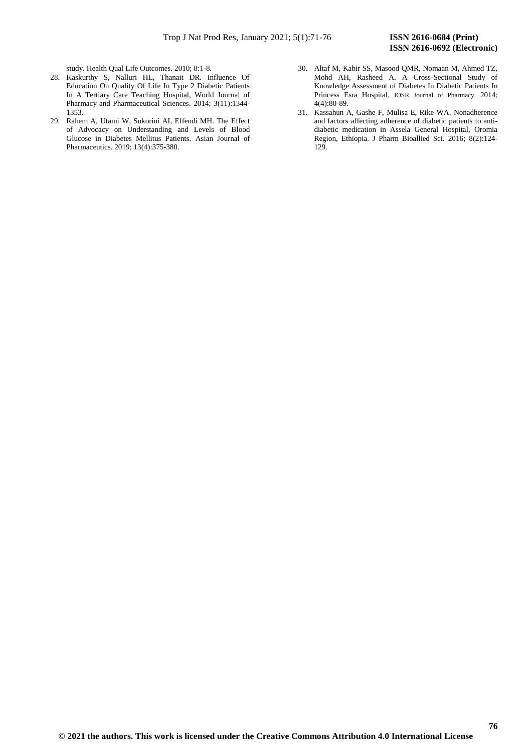study. Health Qual Life Outcomes. 2010; 8:1-8.

28. Kaskurthy S, Nalluri HL, Thanait DR. Influence Of Education On Quality Of Life In Type 2 Diabetic Patients In A Tertiary Care Teaching Hospital, World Journal of Pharmacy and Pharmaceutical Sciences. 2014; 3(11):1344-1353.
29. Rahem A, Utami W, Sukorini AI, Effendi MH. The Effect of Advocacy on Understanding and Levels of Blood Glucose in Diabetes Mellitus Patients. Asian Journal of Pharmaceutics. 2019; 13(4):375-380.
30. Altaf M, Kabir SS, Masood QMR, Nomaan M, Ahmed TZ, Mohd AH, Rasheed A. A Cross-Sectional Study of Knowledge Assessment of Diabetes In Diabetic Patients In Princess Esra Hospital, IOSR Journal of Pharmacy. 2014; 4(4):80-89.
31. Kassahun A, Gashe F, Mulisa E, Rike WA. Nonadherence and factors affecting adherence of diabetic patients to anti-diabetic medication in Assela General Hospital, Oromia Region, Ethiopia. J Pharm Bioallied Sci. 2016; 8(2):124-129.

**© 2021 the authors. This work is licensed under the Creative Commons Attribution 4.0 International License**